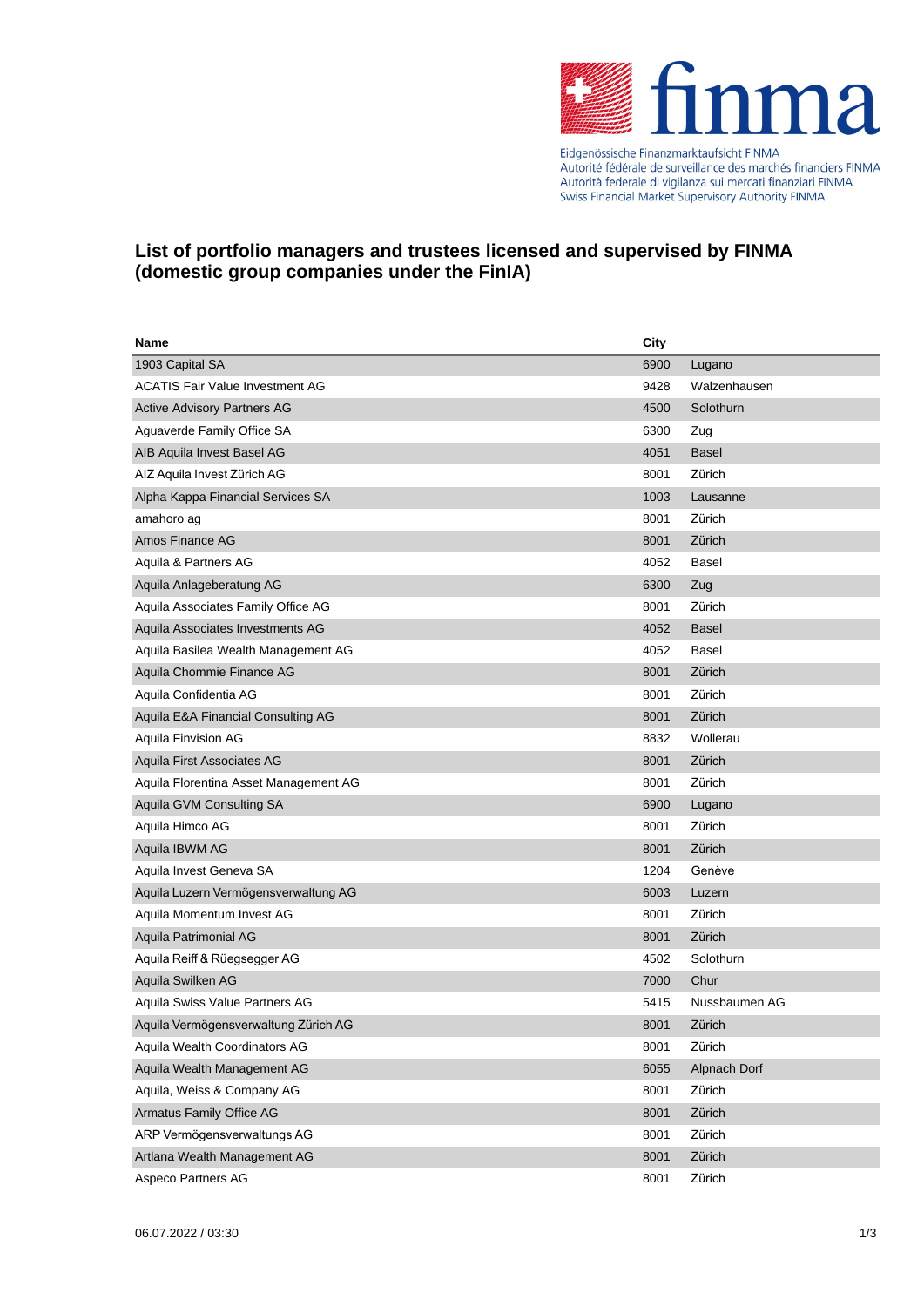Eidgenössische Finanzmarktaufsicht FINMA
Autorité fédérale de surveillance des marchés financiers FINMA
Autorità federale di vigilanza sui mercati finanziari FINMA
Swiss Financial Market Supervisory Authority FINMA

# List of portfolio managers and trustees licensed and supervised by FINMA (domestic group companies under the FinIA)

| Name | City | |
|---|---|---|
| 1903 Capital SA | 6900 | Lugano |
| ACATIS Fair Value Investment AG | 9428 | Walzenhausen |
| Active Advisory Partners AG | 4500 | Solothurn |
| Aguaverde Family Office SA | 6300 | Zug |
| AIB Aquila Invest Basel AG | 4051 | Basel |
| AIZ Aquila Invest Zürich AG | 8001 | Zürich |
| Alpha Kappa Financial Services SA | 1003 | Lausanne |
| amahoro ag | 8001 | Zürich |
| Amos Finance AG | 8001 | Zürich |
| Aquila & Partners AG | 4052 | Basel |
| Aquila Anlageberatung AG | 6300 | Zug |
| Aquila Associates Family Office AG | 8001 | Zürich |
| Aquila Associates Investments AG | 4052 | Basel |
| Aquila Basilea Wealth Management AG | 4052 | Basel |
| Aquila Chommie Finance AG | 8001 | Zürich |
| Aquila Confidentia AG | 8001 | Zürich |
| Aquila E&A Financial Consulting AG | 8001 | Zürich |
| Aquila Finvision AG | 8832 | Wollerau |
| Aquila First Associates AG | 8001 | Zürich |
| Aquila Florentina Asset Management AG | 8001 | Zürich |
| Aquila GVM Consulting SA | 6900 | Lugano |
| Aquila Himco AG | 8001 | Zürich |
| Aquila IBWM AG | 8001 | Zürich |
| Aquila Invest Geneva SA | 1204 | Genève |
| Aquila Luzern Vermögensverwaltung AG | 6003 | Luzern |
| Aquila Momentum Invest AG | 8001 | Zürich |
| Aquila Patrimonial AG | 8001 | Zürich |
| Aquila Reiff & Rüegsegger AG | 4502 | Solothurn |
| Aquila Swilken AG | 7000 | Chur |
| Aquila Swiss Value Partners AG | 5415 | Nussbaumen AG |
| Aquila Vermögensverwaltung Zürich AG | 8001 | Zürich |
| Aquila Wealth Coordinators AG | 8001 | Zürich |
| Aquila Wealth Management AG | 6055 | Alpnach Dorf |
| Aquila, Weiss & Company AG | 8001 | Zürich |
| Armatus Family Office AG | 8001 | Zürich |
| ARP Vermögensverwaltungs AG | 8001 | Zürich |
| Artlana Wealth Management AG | 8001 | Zürich |
| Aspeco Partners AG | 8001 | Zürich |

06.07.2022 / 03:30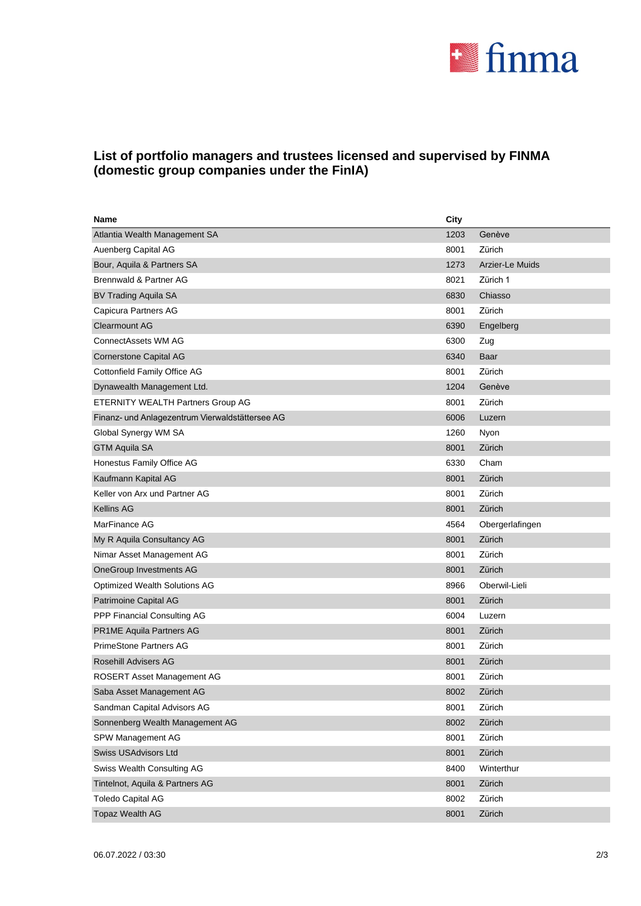## List of portfolio managers and trustees licensed and supervised by FINMA (domestic group companies under the FinIA)

| Name | City | |
|---|---|---|
| Atlantia Wealth Management SA | 1203 | Genève |
| Auenberg Capital AG | 8001 | Zürich |
| Bour, Aquila & Partners SA | 1273 | Arzier-Le Muids |
| Brennwald & Partner AG | 8021 | Zürich 1 |
| BV Trading Aquila SA | 6830 | Chiasso |
| Capicura Partners AG | 8001 | Zürich |
| Clearmount AG | 6390 | Engelberg |
| ConnectAssets WM AG | 6300 | Zug |
| Cornerstone Capital AG | 6340 | Baar |
| Cottonfield Family Office AG | 8001 | Zürich |
| Dynawealth Management Ltd. | 1204 | Genève |
| ETERNITY WEALTH Partners Group AG | 8001 | Zürich |
| Finanz- und Anlagezentrum Vierwaldstättersee AG | 6006 | Luzern |
| Global Synergy WM SA | 1260 | Nyon |
| GTM Aquila SA | 8001 | Zürich |
| Honestus Family Office AG | 6330 | Cham |
| Kaufmann Kapital AG | 8001 | Zürich |
| Keller von Arx und Partner AG | 8001 | Zürich |
| Kellins AG | 8001 | Zürich |
| MarFinance AG | 4564 | Obergerlafingen |
| My R Aquila Consultancy AG | 8001 | Zürich |
| Nimar Asset Management AG | 8001 | Zürich |
| OneGroup Investments AG | 8001 | Zürich |
| Optimized Wealth Solutions AG | 8966 | Oberwil-Lieli |
| Patrimoine Capital AG | 8001 | Zürich |
| PPP Financial Consulting AG | 6004 | Luzern |
| PR1ME Aquila Partners AG | 8001 | Zürich |
| PrimeStone Partners AG | 8001 | Zürich |
| Rosehill Advisers AG | 8001 | Zürich |
| ROSERT Asset Management AG | 8001 | Zürich |
| Saba Asset Management AG | 8002 | Zürich |
| Sandman Capital Advisors AG | 8001 | Zürich |
| Sonnenberg Wealth Management AG | 8002 | Zürich |
| SPW Management AG | 8001 | Zürich |
| Swiss USAdvisors Ltd | 8001 | Zürich |
| Swiss Wealth Consulting AG | 8400 | Winterthur |
| Tintelnot, Aquila & Partners AG | 8001 | Zürich |
| Toledo Capital AG | 8002 | Zürich |
| Topaz Wealth AG | 8001 | Zürich |

06.07.2022 / 03:30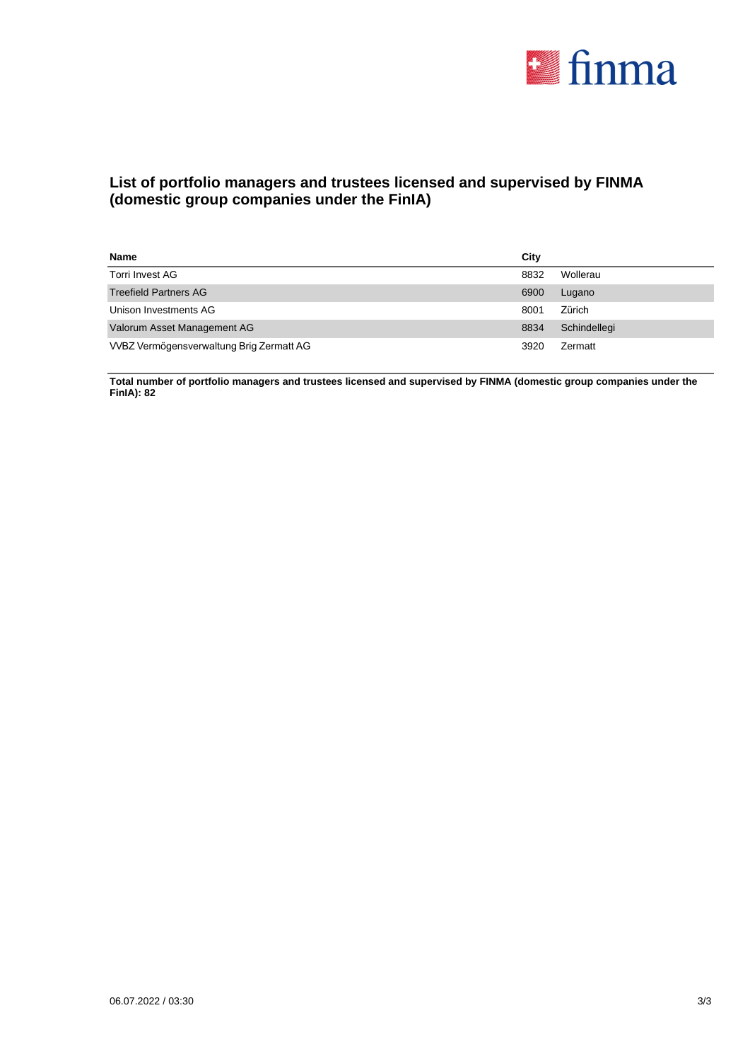## List of portfolio managers and trustees licensed and supervised by FINMA (domestic group companies under the FinIA)

| Name | City | |
|---|---|---|
| Torri Invest AG | 8832 | Wollerau |
| Treefield Partners AG | 6900 | Lugano |
| Unison Investments AG | 8001 | Zürich |
| Valorum Asset Management AG | 8834 | Schindellegi |
| VVBZ Vermögensverwaltung Brig Zermatt AG | 3920 | Zermatt |

**Total number of portfolio managers and trustees licensed and supervised by FINMA (domestic group companies under the FinIA): 82**

06.07.2022 / 03:30